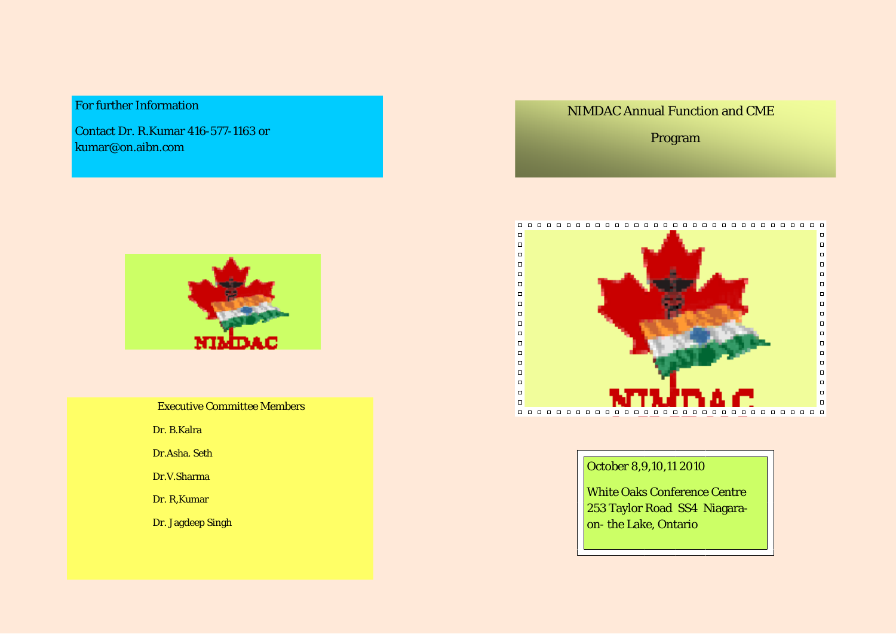For further Information

Contact Dr. R.Kumar 416-577-1163 or kumar@on.aibn.com

NIMDAC

Executive Committee Members

Dr. B.Kalra

Dr.Asha. Seth

Dr.V.Sharma

Dr. R,Kumar

Dr. Jagdeep Singh

NIMDAC Annual Function and CME

Program

NIMDAC

October 8,9,10,11 2010

White Oaks Conference Centre
253 Taylor Road SS4 Niagara-on- the Lake, Ontario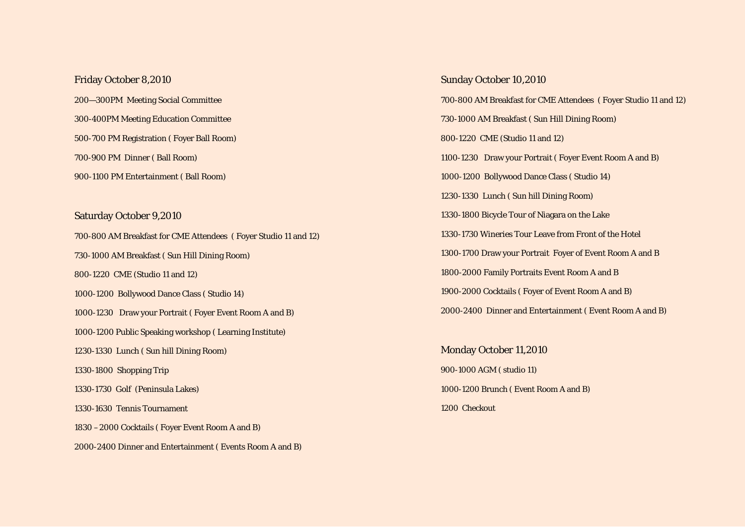## Friday October 8,2010

200—300PM Meeting Social Committee

300-400PM Meeting Education Committee

500-700 PM Registration ( Foyer Ball Room)

700-900 PM Dinner ( Ball Room)

900-1100 PM Entertainment ( Ball Room)

## Saturday October 9,2010

700-800 AM Breakfast for CME Attendees ( Foyer Studio 11 and 12)

730-1000 AM Breakfast ( Sun Hill Dining Room)

800-1220 CME (Studio 11 and 12)

1000-1200 Bollywood Dance Class ( Studio 14)

1000-1230 Draw your Portrait ( Foyer Event Room A and B)

1000-1200 Public Speaking workshop ( Learning Institute)

1230-1330 Lunch ( Sun hill Dining Room)

1330-1800 Shopping Trip

1330-1730 Golf (Peninsula Lakes)

1330-1630 Tennis Tournament

1830 – 2000 Cocktails ( Foyer Event Room A and B)

2000-2400 Dinner and Entertainment ( Events Room A and B)

## Sunday October 10,2010

700-800 AM Breakfast for CME Attendees ( Foyer Studio 11 and 12)

730-1000 AM Breakfast ( Sun Hill Dining Room)

800-1220 CME (Studio 11 and 12)

1100-1230 Draw your Portrait ( Foyer Event Room A and B)

1000-1200 Bollywood Dance Class ( Studio 14)

1230-1330 Lunch ( Sun hill Dining Room)

1330-1800 Bicycle Tour of Niagara on the Lake

1330-1730 Wineries Tour Leave from Front of the Hotel

1300-1700 Draw your Portrait Foyer of Event Room A and B

1800-2000 Family Portraits Event Room A and B

1900-2000 Cocktails ( Foyer of Event Room A and B)

2000-2400 Dinner and Entertainment ( Event Room A and B)

## Monday October 11,2010

900-1000 AGM ( studio 11)

1000-1200 Brunch ( Event Room A and B)

1200 Checkout